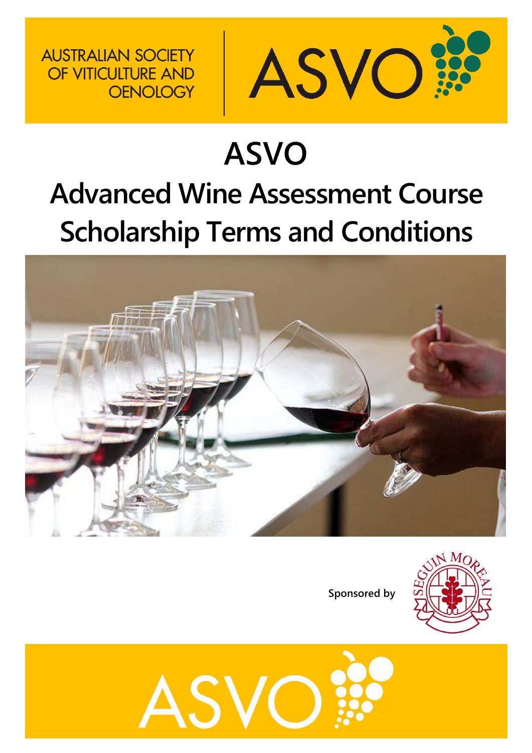AUSTRALIAN SOCIETY OF VITICULTURE AND OENOLOGY

ASVO

# ASVO

# Advanced Wine Assessment Course Scholarship Terms and Conditions

Sponsored by

SEGUIN MOREAU

ASVO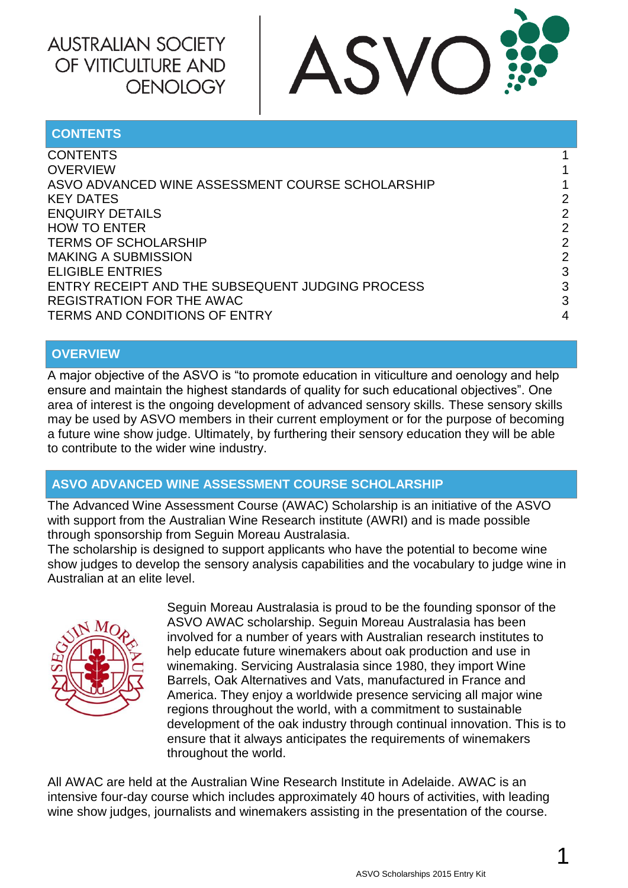AUSTRALIAN SOCIETY OF VITICULTURE AND OENOLOGY

ASVO

## CONTENTS

| | |
|---|---|
| CONTENTS | 1 |
| OVERVIEW | 1 |
| ASVO ADVANCED WINE ASSESSMENT COURSE SCHOLARSHIP | 1 |
| KEY DATES | 2 |
| ENQUIRY DETAILS | 2 |
| HOW TO ENTER | 2 |
| TERMS OF SCHOLARSHIP | 2 |
| MAKING A SUBMISSION | 2 |
| ELIGIBLE ENTRIES | 3 |
| ENTRY RECEIPT AND THE SUBSEQUENT JUDGING PROCESS | 3 |
| REGISTRATION FOR THE AWAC | 3 |
| TERMS AND CONDITIONS OF ENTRY | 4 |

## OVERVIEW

A major objective of the ASVO is "to promote education in viticulture and oenology and help ensure and maintain the highest standards of quality for such educational objectives". One area of interest is the ongoing development of advanced sensory skills. These sensory skills may be used by ASVO members in their current employment or for the purpose of becoming a future wine show judge. Ultimately, by furthering their sensory education they will be able to contribute to the wider wine industry.

## ASVO ADVANCED WINE ASSESSMENT COURSE SCHOLARSHIP

The Advanced Wine Assessment Course (AWAC) Scholarship is an initiative of the ASVO with support from the Australian Wine Research institute (AWRI) and is made possible through sponsorship from Seguin Moreau Australasia.

The scholarship is designed to support applicants who have the potential to become wine show judges to develop the sensory analysis capabilities and the vocabulary to judge wine in Australian at an elite level.

Seguin Moreau Australasia is proud to be the founding sponsor of the ASVO AWAC scholarship. Seguin Moreau Australasia has been involved for a number of years with Australian research institutes to help educate future winemakers about oak production and use in winemaking. Servicing Australasia since 1980, they import Wine Barrels, Oak Alternatives and Vats, manufactured in France and America. They enjoy a worldwide presence servicing all major wine regions throughout the world, with a commitment to sustainable development of the oak industry through continual innovation. This is to ensure that it always anticipates the requirements of winemakers throughout the world.

All AWAC are held at the Australian Wine Research Institute in Adelaide. AWAC is an intensive four-day course which includes approximately 40 hours of activities, with leading wine show judges, journalists and winemakers assisting in the presentation of the course.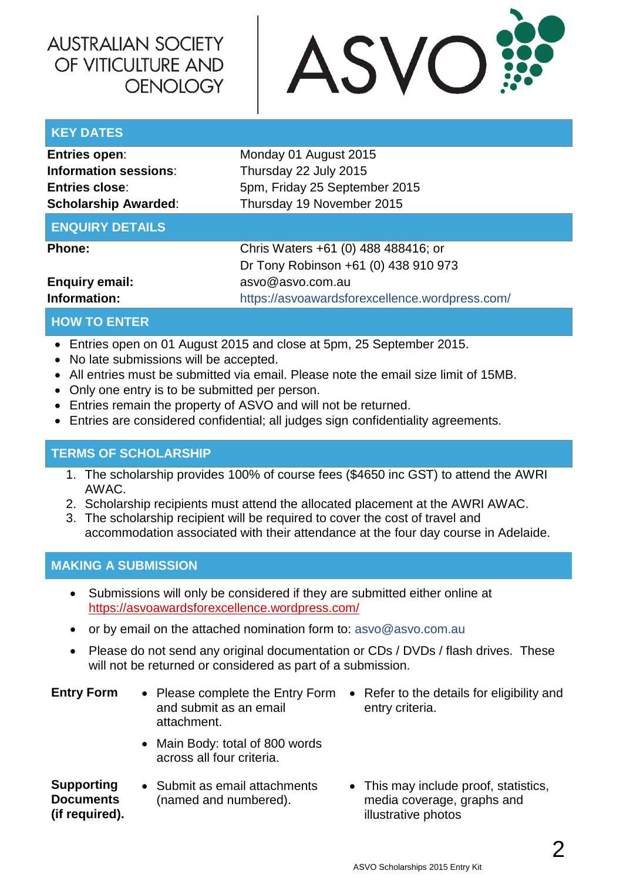AUSTRALIAN SOCIETY OF VITICULTURE AND OENOLOGY

ASVO

## KEY DATES

| | |
|---|---|
| **Entries open**: | Monday 01 August 2015 |
| **Information sessions**: | Thursday 22 July 2015 |
| **Entries close**: | 5pm, Friday 25 September 2015 |
| **Scholarship Awarded**: | Thursday 19 November 2015 |

## ENQUIRY DETAILS

| | |
|---|---|
| **Phone:** | Chris Waters +61 (0) 488 488416; or<br>Dr Tony Robinson +61 (0) 438 910 973 |
| **Enquiry email:** | asvo@asvo.com.au |
| **Information:** | https://asvoawardsforexcellence.wordpress.com/ |

## HOW TO ENTER

- Entries open on 01 August 2015 and close at 5pm, 25 September 2015.
- No late submissions will be accepted.
- All entries must be submitted via email. Please note the email size limit of 15MB.
- Only one entry is to be submitted per person.
- Entries remain the property of ASVO and will not be returned.
- Entries are considered confidential; all judges sign confidentiality agreements.

## TERMS OF SCHOLARSHIP

1. The scholarship provides 100% of course fees ($4650 inc GST) to attend the AWRI AWAC.
2. Scholarship recipients must attend the allocated placement at the AWRI AWAC.
3. The scholarship recipient will be required to cover the cost of travel and accommodation associated with their attendance at the four day course in Adelaide.

## MAKING A SUBMISSION

- Submissions will only be considered if they are submitted either online at https://asvoawardsforexcellence.wordpress.com/
- or by email on the attached nomination form to: asvo@asvo.com.au
- Please do not send any original documentation or CDs / DVDs / flash drives. These will not be returned or considered as part of a submission.

**Entry Form**

- Please complete the Entry Form and submit as an email attachment.
- Main Body: total of 800 words across all four criteria.
- Refer to the details for eligibility and entry criteria.

**Supporting Documents (if required).**

- Submit as email attachments (named and numbered).
- This may include proof, statistics, media coverage, graphs and illustrative photos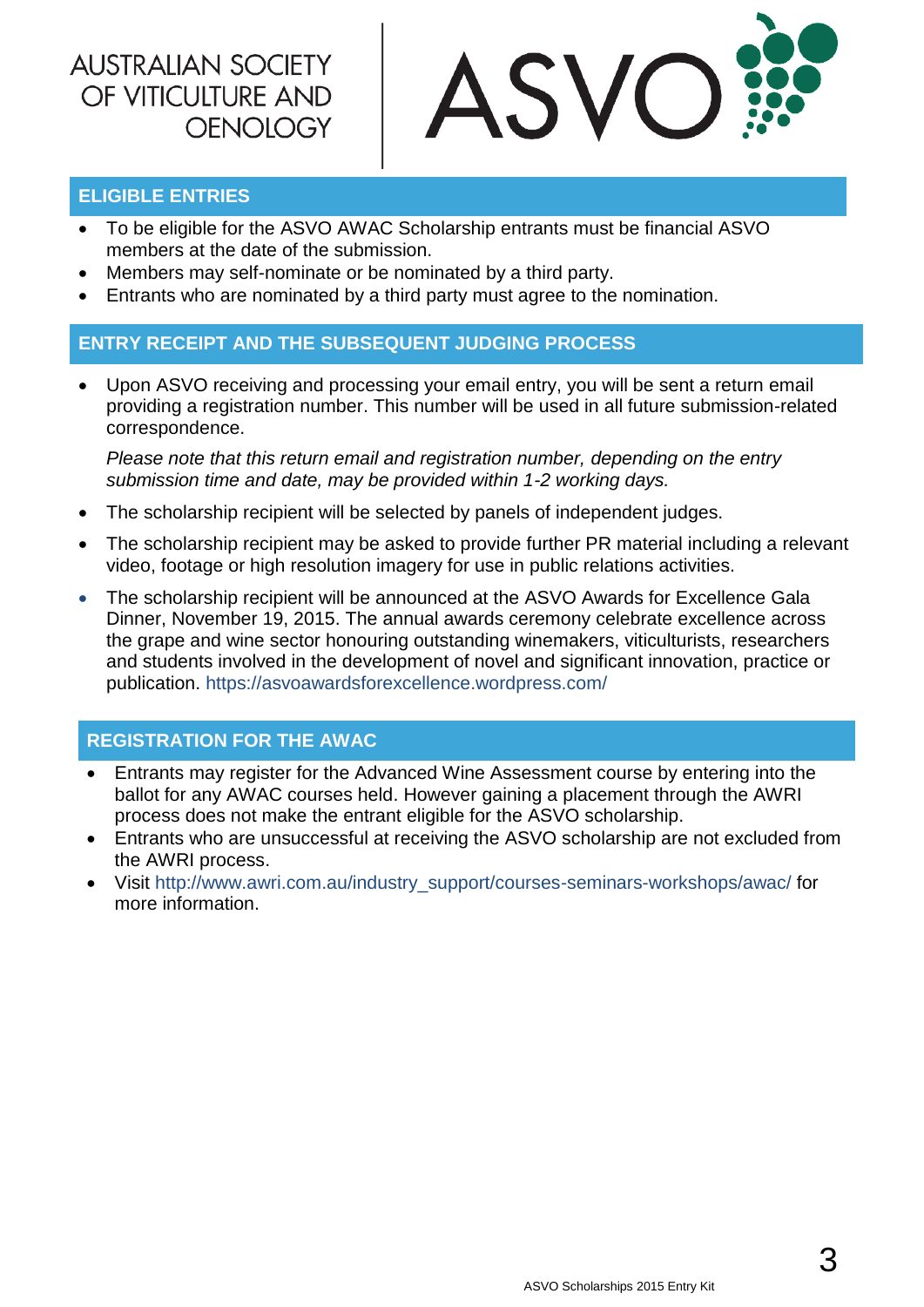AUSTRALIAN SOCIETY OF VITICULTURE AND OENOLOGY

ASVO

## ELIGIBLE ENTRIES

- To be eligible for the ASVO AWAC Scholarship entrants must be financial ASVO members at the date of the submission.
- Members may self-nominate or be nominated by a third party.
- Entrants who are nominated by a third party must agree to the nomination.

## ENTRY RECEIPT AND THE SUBSEQUENT JUDGING PROCESS

- Upon ASVO receiving and processing your email entry, you will be sent a return email providing a registration number. This number will be used in all future submission-related correspondence.

  *Please note that this return email and registration number, depending on the entry submission time and date, may be provided within 1-2 working days.*

- The scholarship recipient will be selected by panels of independent judges.
- The scholarship recipient may be asked to provide further PR material including a relevant video, footage or high resolution imagery for use in public relations activities.
- The scholarship recipient will be announced at the ASVO Awards for Excellence Gala Dinner, November 19, 2015. The annual awards ceremony celebrate excellence across the grape and wine sector honouring outstanding winemakers, viticulturists, researchers and students involved in the development of novel and significant innovation, practice or publication. https://asvoawardsforexcellence.wordpress.com/

## REGISTRATION FOR THE AWAC

- Entrants may register for the Advanced Wine Assessment course by entering into the ballot for any AWAC courses held. However gaining a placement through the AWRI process does not make the entrant eligible for the ASVO scholarship.
- Entrants who are unsuccessful at receiving the ASVO scholarship are not excluded from the AWRI process.
- Visit http://www.awri.com.au/industry_support/courses-seminars-workshops/awac/ for more information.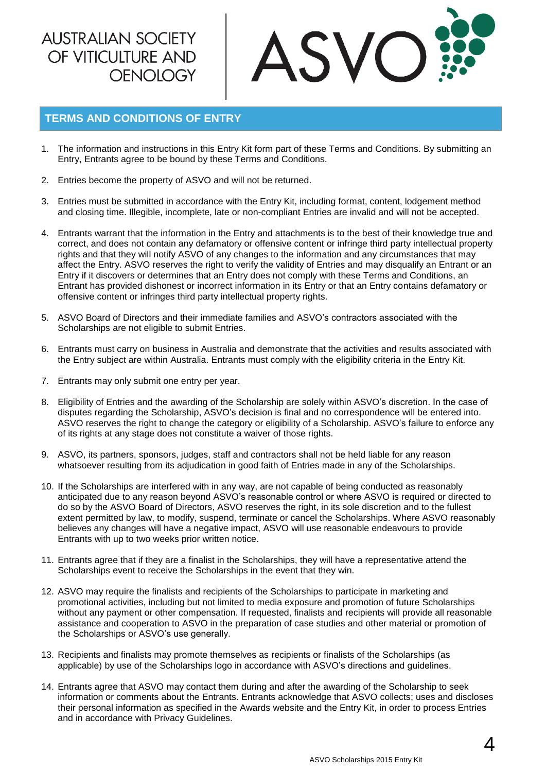AUSTRALIAN SOCIETY OF VITICULTURE AND OENOLOGY

ASVO

## TERMS AND CONDITIONS OF ENTRY

1. The information and instructions in this Entry Kit form part of these Terms and Conditions. By submitting an Entry, Entrants agree to be bound by these Terms and Conditions.

2. Entries become the property of ASVO and will not be returned.

3. Entries must be submitted in accordance with the Entry Kit, including format, content, lodgement method and closing time. Illegible, incomplete, late or non-compliant Entries are invalid and will not be accepted.

4. Entrants warrant that the information in the Entry and attachments is to the best of their knowledge true and correct, and does not contain any defamatory or offensive content or infringe third party intellectual property rights and that they will notify ASVO of any changes to the information and any circumstances that may affect the Entry. ASVO reserves the right to verify the validity of Entries and may disqualify an Entrant or an Entry if it discovers or determines that an Entry does not comply with these Terms and Conditions, an Entrant has provided dishonest or incorrect information in its Entry or that an Entry contains defamatory or offensive content or infringes third party intellectual property rights.

5. ASVO Board of Directors and their immediate families and ASVO's contractors associated with the Scholarships are not eligible to submit Entries.

6. Entrants must carry on business in Australia and demonstrate that the activities and results associated with the Entry subject are within Australia. Entrants must comply with the eligibility criteria in the Entry Kit.

7. Entrants may only submit one entry per year.

8. Eligibility of Entries and the awarding of the Scholarship are solely within ASVO's discretion. In the case of disputes regarding the Scholarship, ASVO's decision is final and no correspondence will be entered into. ASVO reserves the right to change the category or eligibility of a Scholarship. ASVO's failure to enforce any of its rights at any stage does not constitute a waiver of those rights.

9. ASVO, its partners, sponsors, judges, staff and contractors shall not be held liable for any reason whatsoever resulting from its adjudication in good faith of Entries made in any of the Scholarships.

10. If the Scholarships are interfered with in any way, are not capable of being conducted as reasonably anticipated due to any reason beyond ASVO's reasonable control or where ASVO is required or directed to do so by the ASVO Board of Directors, ASVO reserves the right, in its sole discretion and to the fullest extent permitted by law, to modify, suspend, terminate or cancel the Scholarships. Where ASVO reasonably believes any changes will have a negative impact, ASVO will use reasonable endeavours to provide Entrants with up to two weeks prior written notice.

11. Entrants agree that if they are a finalist in the Scholarships, they will have a representative attend the Scholarships event to receive the Scholarships in the event that they win.

12. ASVO may require the finalists and recipients of the Scholarships to participate in marketing and promotional activities, including but not limited to media exposure and promotion of future Scholarships without any payment or other compensation. If requested, finalists and recipients will provide all reasonable assistance and cooperation to ASVO in the preparation of case studies and other material or promotion of the Scholarships or ASVO's use generally.

13. Recipients and finalists may promote themselves as recipients or finalists of the Scholarships (as applicable) by use of the Scholarships logo in accordance with ASVO's directions and guidelines.

14. Entrants agree that ASVO may contact them during and after the awarding of the Scholarship to seek information or comments about the Entrants. Entrants acknowledge that ASVO collects; uses and discloses their personal information as specified in the Awards website and the Entry Kit, in order to process Entries and in accordance with Privacy Guidelines.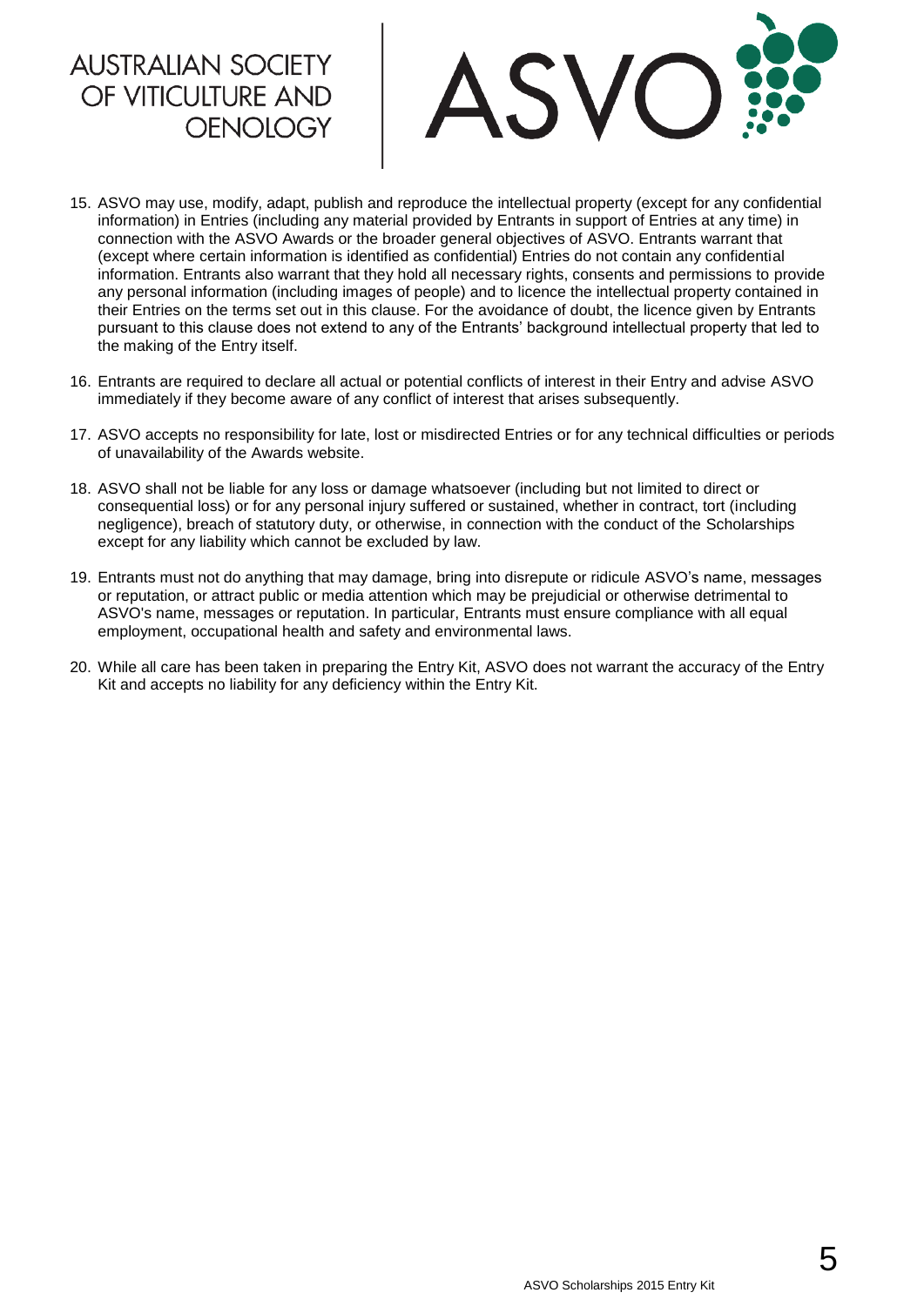15. ASVO may use, modify, adapt, publish and reproduce the intellectual property (except for any confidential information) in Entries (including any material provided by Entrants in support of Entries at any time) in connection with the ASVO Awards or the broader general objectives of ASVO. Entrants warrant that (except where certain information is identified as confidential) Entries do not contain any confidential information. Entrants also warrant that they hold all necessary rights, consents and permissions to provide any personal information (including images of people) and to licence the intellectual property contained in their Entries on the terms set out in this clause. For the avoidance of doubt, the licence given by Entrants pursuant to this clause does not extend to any of the Entrants' background intellectual property that led to the making of the Entry itself.

16. Entrants are required to declare all actual or potential conflicts of interest in their Entry and advise ASVO immediately if they become aware of any conflict of interest that arises subsequently.

17. ASVO accepts no responsibility for late, lost or misdirected Entries or for any technical difficulties or periods of unavailability of the Awards website.

18. ASVO shall not be liable for any loss or damage whatsoever (including but not limited to direct or consequential loss) or for any personal injury suffered or sustained, whether in contract, tort (including negligence), breach of statutory duty, or otherwise, in connection with the conduct of the Scholarships except for any liability which cannot be excluded by law.

19. Entrants must not do anything that may damage, bring into disrepute or ridicule ASVO's name, messages or reputation, or attract public or media attention which may be prejudicial or otherwise detrimental to ASVO's name, messages or reputation. In particular, Entrants must ensure compliance with all equal employment, occupational health and safety and environmental laws.

20. While all care has been taken in preparing the Entry Kit, ASVO does not warrant the accuracy of the Entry Kit and accepts no liability for any deficiency within the Entry Kit.